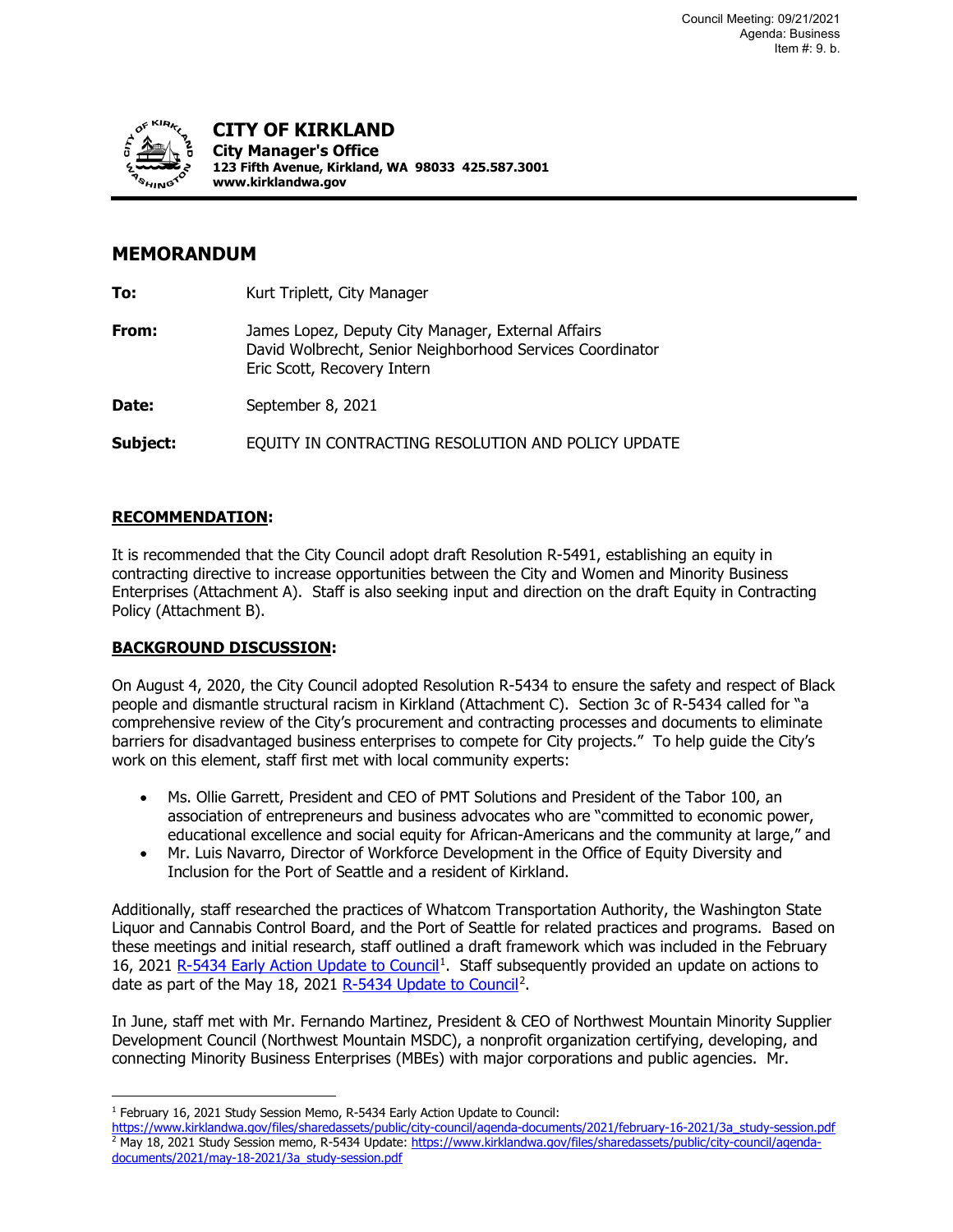Council Meeting: 09/21/2021
Agenda: Business
Item #: 9. b.

**CITY OF KIRKLAND**
**City Manager's Office**
**123 Fifth Avenue, Kirkland, WA 98033 425.587.3001**
**www.kirklandwa.gov**

## MEMORANDUM

**To:** Kurt Triplett, City Manager

**From:** James Lopez, Deputy City Manager, External Affairs
David Wolbrecht, Senior Neighborhood Services Coordinator
Eric Scott, Recovery Intern

**Date:** September 8, 2021

**Subject:** EQUITY IN CONTRACTING RESOLUTION AND POLICY UPDATE

### RECOMMENDATION:

It is recommended that the City Council adopt draft Resolution R-5491, establishing an equity in contracting directive to increase opportunities between the City and Women and Minority Business Enterprises (Attachment A). Staff is also seeking input and direction on the draft Equity in Contracting Policy (Attachment B).

### BACKGROUND DISCUSSION:

On August 4, 2020, the City Council adopted Resolution R-5434 to ensure the safety and respect of Black people and dismantle structural racism in Kirkland (Attachment C). Section 3c of R-5434 called for "a comprehensive review of the City's procurement and contracting processes and documents to eliminate barriers for disadvantaged business enterprises to compete for City projects." To help guide the City's work on this element, staff first met with local community experts:

- Ms. Ollie Garrett, President and CEO of PMT Solutions and President of the Tabor 100, an association of entrepreneurs and business advocates who are "committed to economic power, educational excellence and social equity for African-Americans and the community at large," and
- Mr. Luis Navarro, Director of Workforce Development in the Office of Equity Diversity and Inclusion for the Port of Seattle and a resident of Kirkland.

Additionally, staff researched the practices of Whatcom Transportation Authority, the Washington State Liquor and Cannabis Control Board, and the Port of Seattle for related practices and programs. Based on these meetings and initial research, staff outlined a draft framework which was included in the February 16, 2021 R-5434 Early Action Update to Council[1]. Staff subsequently provided an update on actions to date as part of the May 18, 2021 R-5434 Update to Council[2].

In June, staff met with Mr. Fernando Martinez, President & CEO of Northwest Mountain Minority Supplier Development Council (Northwest Mountain MSDC), a nonprofit organization certifying, developing, and connecting Minority Business Enterprises (MBEs) with major corporations and public agencies. Mr.

---

[1] February 16, 2021 Study Session Memo, R-5434 Early Action Update to Council: https://www.kirklandwa.gov/files/sharedassets/public/city-council/agenda-documents/2021/february-16-2021/3a_study-session.pdf

[2] May 18, 2021 Study Session memo, R-5434 Update: https://www.kirklandwa.gov/files/sharedassets/public/city-council/agenda-documents/2021/may-18-2021/3a_study-session.pdf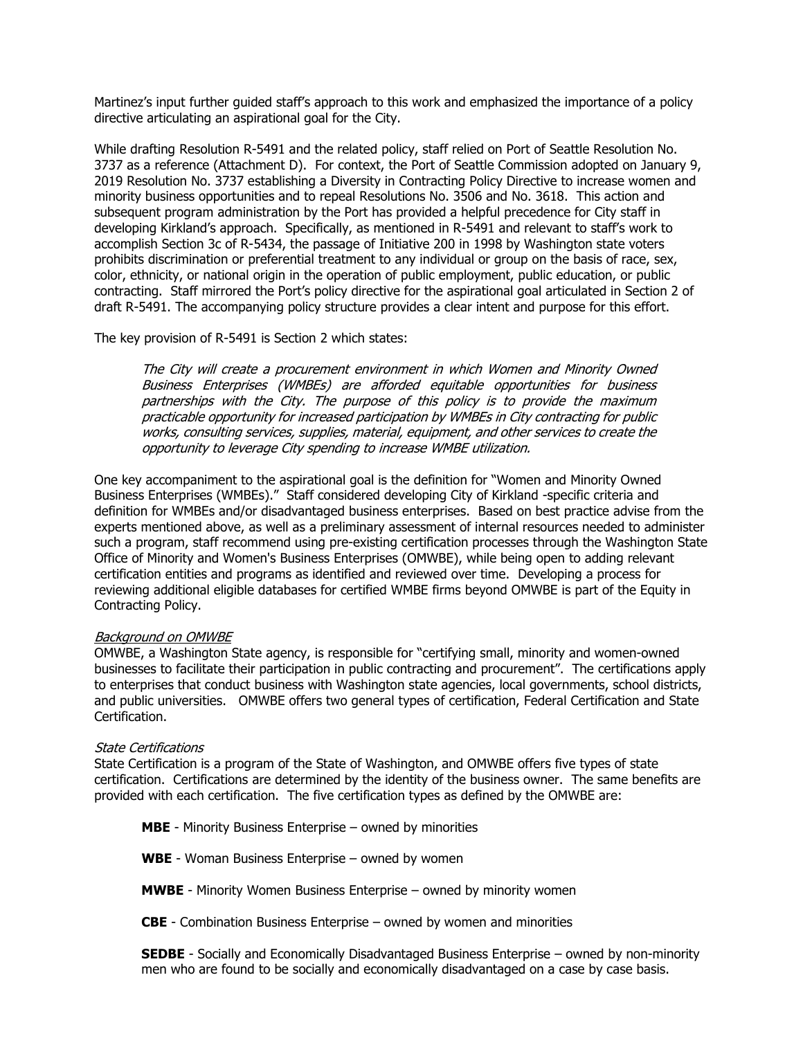Martinez's input further guided staff's approach to this work and emphasized the importance of a policy directive articulating an aspirational goal for the City.

While drafting Resolution R-5491 and the related policy, staff relied on Port of Seattle Resolution No. 3737 as a reference (Attachment D). For context, the Port of Seattle Commission adopted on January 9, 2019 Resolution No. 3737 establishing a Diversity in Contracting Policy Directive to increase women and minority business opportunities and to repeal Resolutions No. 3506 and No. 3618. This action and subsequent program administration by the Port has provided a helpful precedence for City staff in developing Kirkland's approach. Specifically, as mentioned in R-5491 and relevant to staff's work to accomplish Section 3c of R-5434, the passage of Initiative 200 in 1998 by Washington state voters prohibits discrimination or preferential treatment to any individual or group on the basis of race, sex, color, ethnicity, or national origin in the operation of public employment, public education, or public contracting. Staff mirrored the Port's policy directive for the aspirational goal articulated in Section 2 of draft R-5491. The accompanying policy structure provides a clear intent and purpose for this effort.

The key provision of R-5491 is Section 2 which states:

> *The City will create a procurement environment in which Women and Minority Owned Business Enterprises (WMBEs) are afforded equitable opportunities for business partnerships with the City. The purpose of this policy is to provide the maximum practicable opportunity for increased participation by WMBEs in City contracting for public works, consulting services, supplies, material, equipment, and other services to create the opportunity to leverage City spending to increase WMBE utilization.*

One key accompaniment to the aspirational goal is the definition for "Women and Minority Owned Business Enterprises (WMBEs)." Staff considered developing City of Kirkland -specific criteria and definition for WMBEs and/or disadvantaged business enterprises. Based on best practice advise from the experts mentioned above, as well as a preliminary assessment of internal resources needed to administer such a program, staff recommend using pre-existing certification processes through the Washington State Office of Minority and Women's Business Enterprises (OMWBE), while being open to adding relevant certification entities and programs as identified and reviewed over time. Developing a process for reviewing additional eligible databases for certified WMBE firms beyond OMWBE is part of the Equity in Contracting Policy.

*Background on OMWBE*

OMWBE, a Washington State agency, is responsible for "certifying small, minority and women-owned businesses to facilitate their participation in public contracting and procurement". The certifications apply to enterprises that conduct business with Washington state agencies, local governments, school districts, and public universities. OMWBE offers two general types of certification, Federal Certification and State Certification.

*State Certifications*

State Certification is a program of the State of Washington, and OMWBE offers five types of state certification. Certifications are determined by the identity of the business owner. The same benefits are provided with each certification. The five certification types as defined by the OMWBE are:

**MBE** - Minority Business Enterprise – owned by minorities

**WBE** - Woman Business Enterprise – owned by women

**MWBE** - Minority Women Business Enterprise – owned by minority women

**CBE** - Combination Business Enterprise – owned by women and minorities

**SEDBE** - Socially and Economically Disadvantaged Business Enterprise – owned by non-minority men who are found to be socially and economically disadvantaged on a case by case basis.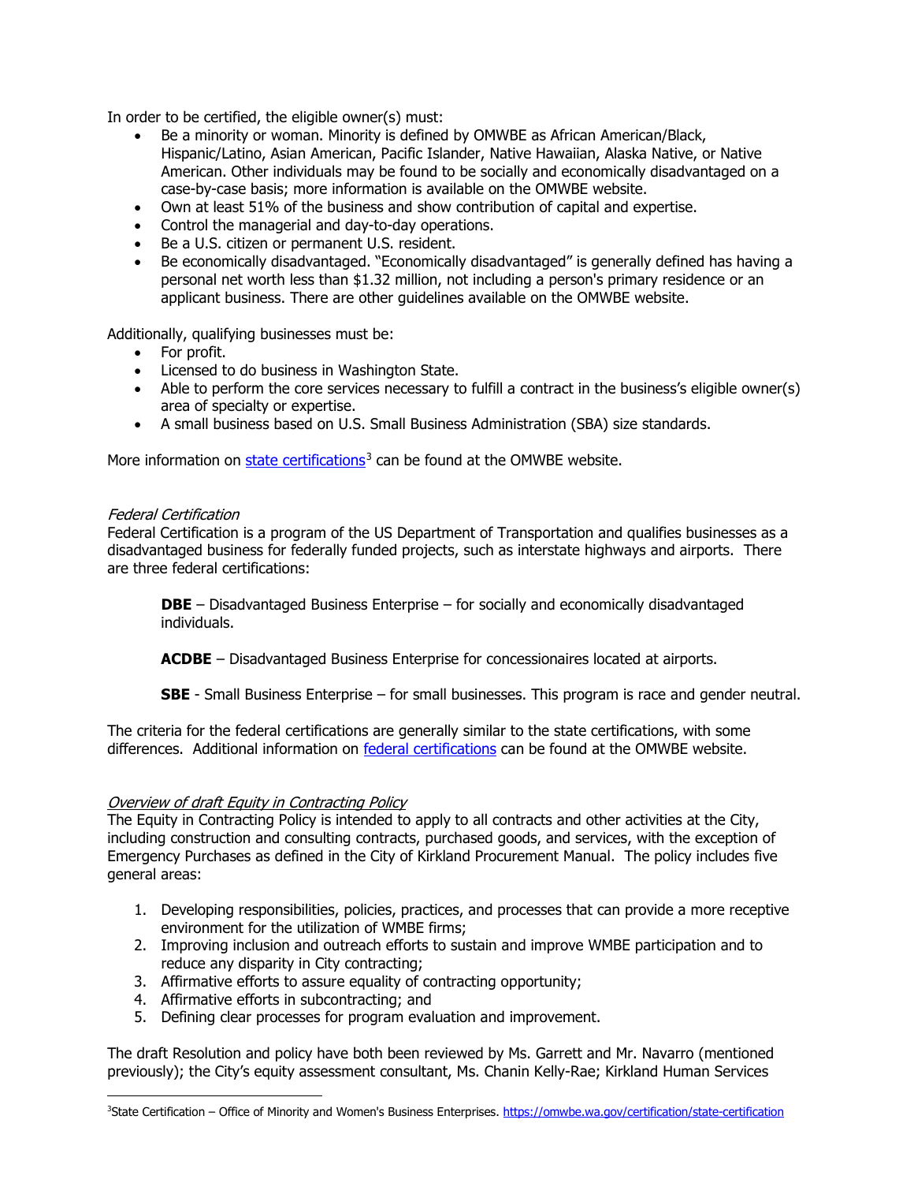In order to be certified, the eligible owner(s) must:

- Be a minority or woman. Minority is defined by OMWBE as African American/Black, Hispanic/Latino, Asian American, Pacific Islander, Native Hawaiian, Alaska Native, or Native American. Other individuals may be found to be socially and economically disadvantaged on a case-by-case basis; more information is available on the OMWBE website.
- Own at least 51% of the business and show contribution of capital and expertise.
- Control the managerial and day-to-day operations.
- Be a U.S. citizen or permanent U.S. resident.
- Be economically disadvantaged. "Economically disadvantaged" is generally defined has having a personal net worth less than $1.32 million, not including a person's primary residence or an applicant business. There are other guidelines available on the OMWBE website.

Additionally, qualifying businesses must be:

- For profit.
- Licensed to do business in Washington State.
- Able to perform the core services necessary to fulfill a contract in the business's eligible owner(s) area of specialty or expertise.
- A small business based on U.S. Small Business Administration (SBA) size standards.

More information on state certifications[3] can be found at the OMWBE website.

*Federal Certification*

Federal Certification is a program of the US Department of Transportation and qualifies businesses as a disadvantaged business for federally funded projects, such as interstate highways and airports. There are three federal certifications:

> **DBE** – Disadvantaged Business Enterprise – for socially and economically disadvantaged individuals.
>
> **ACDBE** – Disadvantaged Business Enterprise for concessionaires located at airports.
>
> **SBE** - Small Business Enterprise – for small businesses. This program is race and gender neutral.

The criteria for the federal certifications are generally similar to the state certifications, with some differences. Additional information on federal certifications can be found at the OMWBE website.

*Overview of draft Equity in Contracting Policy*

The Equity in Contracting Policy is intended to apply to all contracts and other activities at the City, including construction and consulting contracts, purchased goods, and services, with the exception of Emergency Purchases as defined in the City of Kirkland Procurement Manual. The policy includes five general areas:

1. Developing responsibilities, policies, practices, and processes that can provide a more receptive environment for the utilization of WMBE firms;
2. Improving inclusion and outreach efforts to sustain and improve WMBE participation and to reduce any disparity in City contracting;
3. Affirmative efforts to assure equality of contracting opportunity;
4. Affirmative efforts in subcontracting; and
5. Defining clear processes for program evaluation and improvement.

The draft Resolution and policy have both been reviewed by Ms. Garrett and Mr. Navarro (mentioned previously); the City's equity assessment consultant, Ms. Chanin Kelly-Rae; Kirkland Human Services

---

[3] State Certification – Office of Minority and Women's Business Enterprises. https://omwbe.wa.gov/certification/state-certification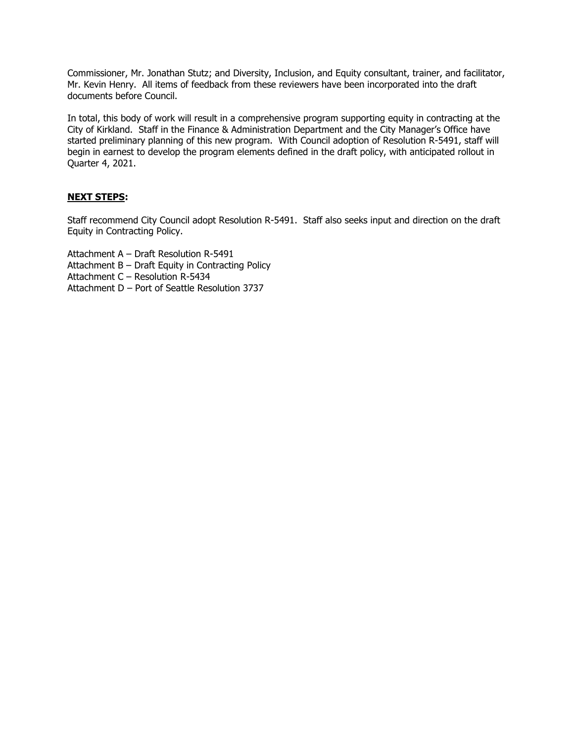Commissioner, Mr. Jonathan Stutz; and Diversity, Inclusion, and Equity consultant, trainer, and facilitator, Mr. Kevin Henry. All items of feedback from these reviewers have been incorporated into the draft documents before Council.

In total, this body of work will result in a comprehensive program supporting equity in contracting at the City of Kirkland. Staff in the Finance & Administration Department and the City Manager's Office have started preliminary planning of this new program. With Council adoption of Resolution R-5491, staff will begin in earnest to develop the program elements defined in the draft policy, with anticipated rollout in Quarter 4, 2021.

**NEXT STEPS:**

Staff recommend City Council adopt Resolution R-5491. Staff also seeks input and direction on the draft Equity in Contracting Policy.

Attachment A – Draft Resolution R-5491
Attachment B – Draft Equity in Contracting Policy
Attachment C – Resolution R-5434
Attachment D – Port of Seattle Resolution 3737